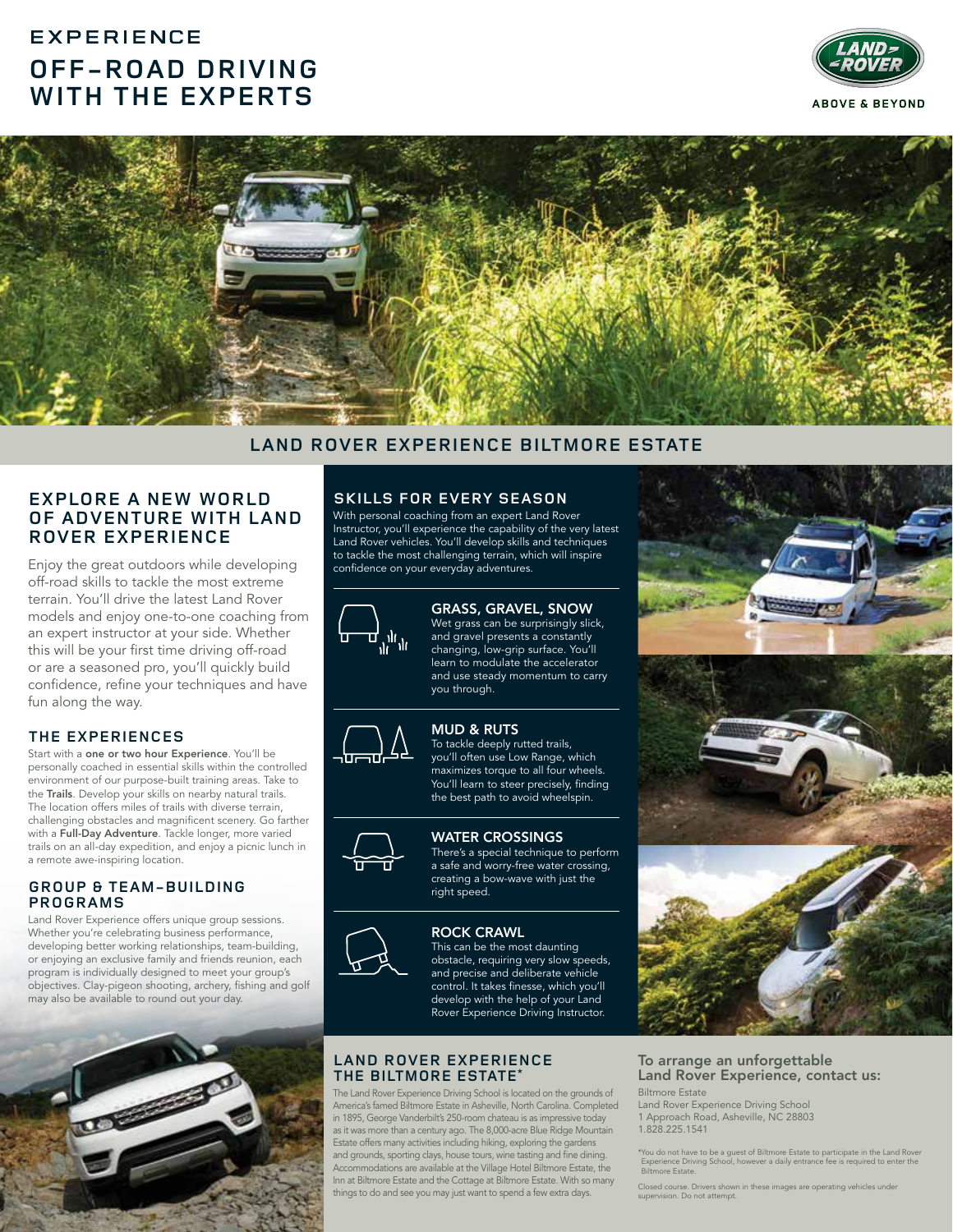# EXPERIENCE
# OFF-ROAD DRIVING WITH THE EXPERTS

LAND ROVER
ABOVE & BEYOND

## LAND ROVER EXPERIENCE BILTMORE ESTATE

## EXPLORE A NEW WORLD OF ADVENTURE WITH LAND ROVER EXPERIENCE

Enjoy the great outdoors while developing off-road skills to tackle the most extreme terrain. You'll drive the latest Land Rover models and enjoy one-to-one coaching from an expert instructor at your side. Whether this will be your first time driving off-road or are a seasoned pro, you'll quickly build confidence, refine your techniques and have fun along the way.

### THE EXPERIENCES

Start with a **one or two hour Experience**. You'll be personally coached in essential skills within the controlled environment of our purpose-built training areas. Take to the **Trails**. Develop your skills on nearby natural trails. The location offers miles of trails with diverse terrain, challenging obstacles and magnificent scenery. Go farther with a **Full-Day Adventure**. Tackle longer, more varied trails on an all-day expedition, and enjoy a picnic lunch in a remote awe-inspiring location.

### GROUP & TEAM-BUILDING PROGRAMS

Land Rover Experience offers unique group sessions. Whether you're celebrating business performance, developing better working relationships, team-building, or enjoying an exclusive family and friends reunion, each program is individually designed to meet your group's objectives. Clay-pigeon shooting, archery, fishing and golf may also be available to round out your day.

## SKILLS FOR EVERY SEASON

With personal coaching from an expert Land Rover Instructor, you'll experience the capability of the very latest Land Rover vehicles. You'll develop skills and techniques to tackle the most challenging terrain, which will inspire confidence on your everyday adventures.

### GRASS, GRAVEL, SNOW

Wet grass can be surprisingly slick, and gravel presents a constantly changing, low-grip surface. You'll learn to modulate the accelerator and use steady momentum to carry you through.

### MUD & RUTS

To tackle deeply rutted trails, you'll often use Low Range, which maximizes torque to all four wheels. You'll learn to steer precisely, finding the best path to avoid wheelspin.

### WATER CROSSINGS

There's a special technique to perform a safe and worry-free water crossing, creating a bow-wave with just the right speed.

### ROCK CRAWL

This can be the most daunting obstacle, requiring very slow speeds, and precise and deliberate vehicle control. It takes finesse, which you'll develop with the help of your Land Rover Experience Driving Instructor.

## LAND ROVER EXPERIENCE THE BILTMORE ESTATE*

The Land Rover Experience Driving School is located on the grounds of America's famed Biltmore Estate in Asheville, North Carolina. Completed in 1895, George Vanderbilt's 250-room chateau is as impressive today as it was more than a century ago. The 8,000-acre Blue Ridge Mountain Estate offers many activities including hiking, exploring the gardens and grounds, sporting clays, house tours, wine tasting and fine dining. Accommodations are available at the Village Hotel Biltmore Estate, the Inn at Biltmore Estate and the Cottage at Biltmore Estate. With so many things to do and see you may just want to spend a few extra days.

### To arrange an unforgettable Land Rover Experience, contact us:

Biltmore Estate
Land Rover Experience Driving School
1 Approach Road, Asheville, NC 28803
1.828.225.1541

*You do not have to be a guest of Biltmore Estate to participate in the Land Rover Experience Driving School, however a daily entrance fee is required to enter the Biltmore Estate.

Closed course. Drivers shown in these images are operating vehicles under supervision. Do not attempt.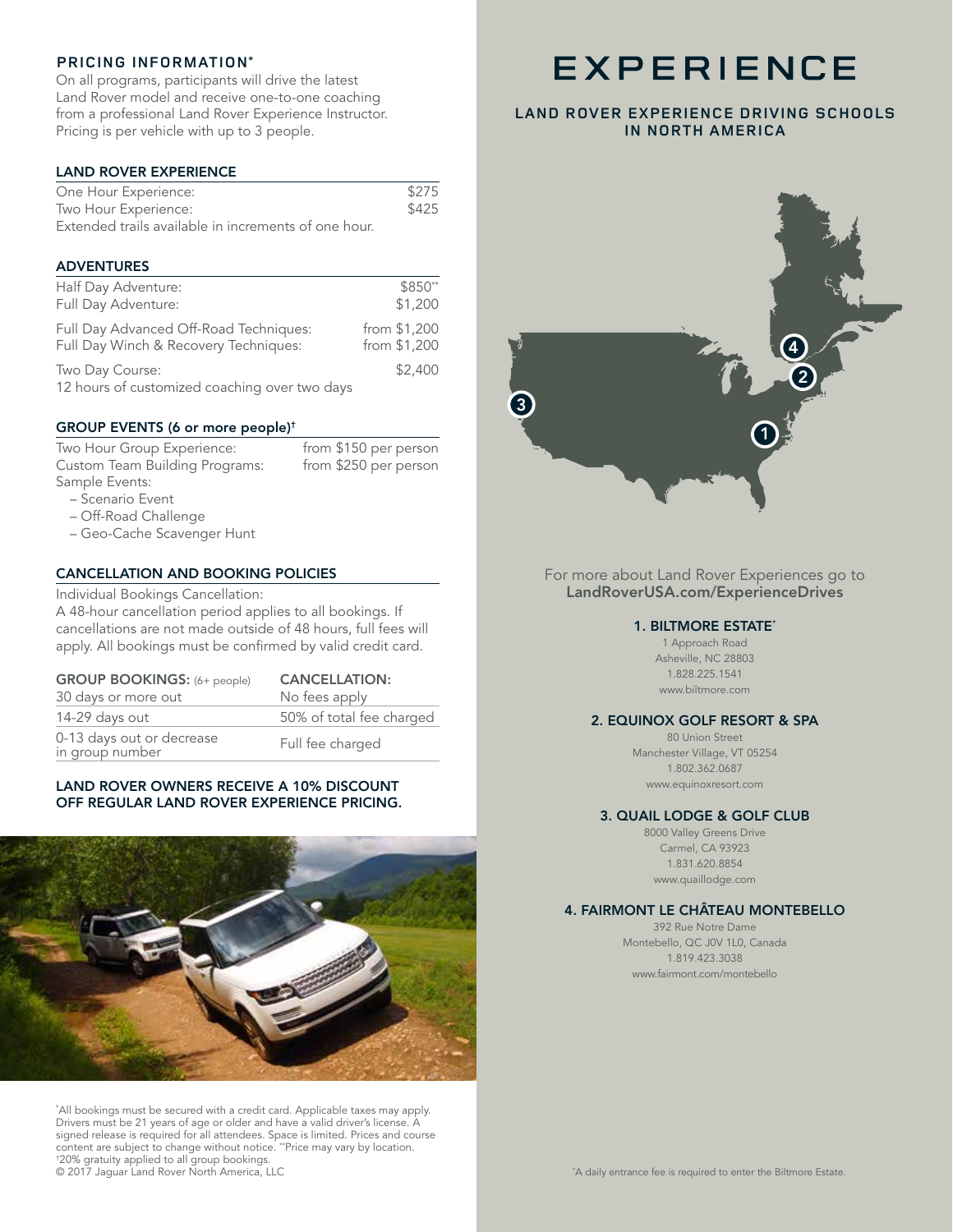## PRICING INFORMATION*

On all programs, participants will drive the latest Land Rover model and receive one-to-one coaching from a professional Land Rover Experience Instructor. Pricing is per vehicle with up to 3 people.

### LAND ROVER EXPERIENCE

| | |
|---|---|
| One Hour Experience: | $275 |
| Two Hour Experience: | $425 |

Extended trails available in increments of one hour.

### ADVENTURES

| | |
|---|---|
| Half Day Adventure: | $850** |
| Full Day Adventure: | $1,200 |
| Full Day Advanced Off-Road Techniques: | from $1,200 |
| Full Day Winch & Recovery Techniques: | from $1,200 |
| Two Day Course: 12 hours of customized coaching over two days | $2,400 |

### GROUP EVENTS (6 or more people)†

| | |
|---|---|
| Two Hour Group Experience: | from $150 per person |
| Custom Team Building Programs: | from $250 per person |

Sample Events:

- Scenario Event
- Off-Road Challenge
- Geo-Cache Scavenger Hunt

### CANCELLATION AND BOOKING POLICIES

Individual Bookings Cancellation:
A 48-hour cancellation period applies to all bookings. If cancellations are not made outside of 48 hours, full fees will apply. All bookings must be confirmed by valid credit card.

| GROUP BOOKINGS: (6+ people) | CANCELLATION: |
|---|---|
| 30 days or more out | No fees apply |
| 14-29 days out | 50% of total fee charged |
| 0-13 days out or decrease in group number | Full fee charged |

**LAND ROVER OWNERS RECEIVE A 10% DISCOUNT OFF REGULAR LAND ROVER EXPERIENCE PRICING.**

*All bookings must be secured with a credit card. Applicable taxes may apply. Drivers must be 21 years of age or older and have a valid driver's license. A signed release is required for all attendees. Space is limited. Prices and course content are subject to change without notice. **Price may vary by location.
†20% gratuity applied to all group bookings.
© 2017 Jaguar Land Rover North America, LLC

# EXPERIENCE

## LAND ROVER EXPERIENCE DRIVING SCHOOLS IN NORTH AMERICA

For more about Land Rover Experiences go to
**LandRoverUSA.com/ExperienceDrives**

### 1. BILTMORE ESTATE*

1 Approach Road
Asheville, NC 28803
1.828.225.1541
www.biltmore.com

### 2. EQUINOX GOLF RESORT & SPA

80 Union Street
Manchester Village, VT 05254
1.802.362.0687
www.equinoxresort.com

### 3. QUAIL LODGE & GOLF CLUB

8000 Valley Greens Drive
Carmel, CA 93923
1.831.620.8854
www.quaillodge.com

### 4. FAIRMONT LE CHÂTEAU MONTEBELLO

392 Rue Notre Dame
Montebello, QC J0V 1L0, Canada
1.819.423.3038
www.fairmont.com/montebello

*A daily entrance fee is required to enter the Biltmore Estate.